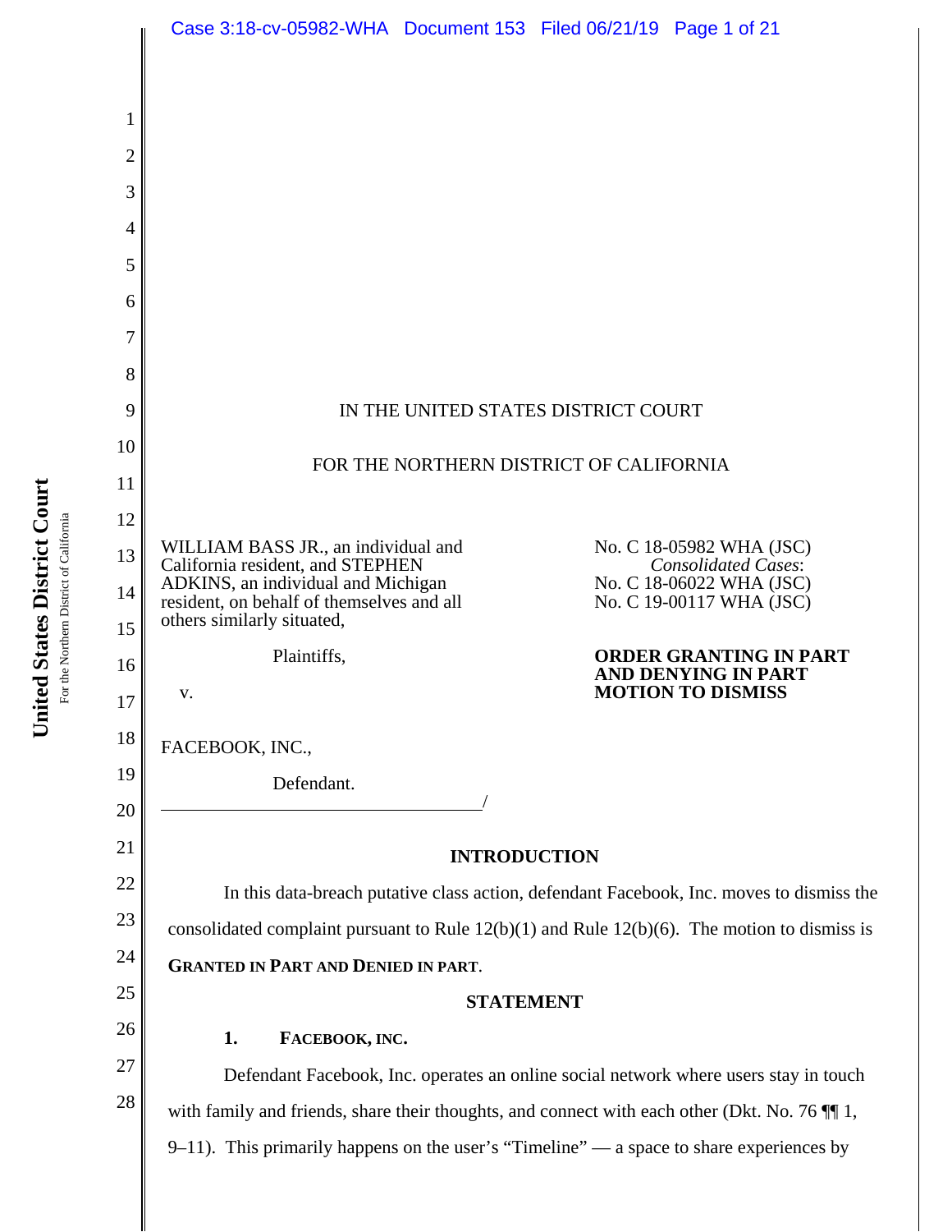IN THE UNITED STATES DISTRICT COURT

FOR THE NORTHERN DISTRICT OF CALIFORNIA

WILLIAM BASS JR., an individual and California resident, and STEPHEN ADKINS, an individual and Michigan resident, on behalf of themselves and all others similarly situated,

Plaintiffs,

v.

FACEBOOK, INC.,

Defendant.

No. C 18-05982 WHA (JSC)
*Consolidated Cases*:
No. C 18-06022 WHA (JSC)
No. C 19-00117 WHA (JSC)

**ORDER GRANTING IN PART AND DENYING IN PART MOTION TO DISMISS**

## INTRODUCTION

In this data-breach putative class action, defendant Facebook, Inc. moves to dismiss the consolidated complaint pursuant to Rule 12(b)(1) and Rule 12(b)(6). The motion to dismiss is **GRANTED IN PART AND DENIED IN PART**.

## STATEMENT

### 1. FACEBOOK, INC.

Defendant Facebook, Inc. operates an online social network where users stay in touch with family and friends, share their thoughts, and connect with each other (Dkt. No. 76 ¶¶ 1, 9–11). This primarily happens on the user's "Timeline" — a space to share experiences by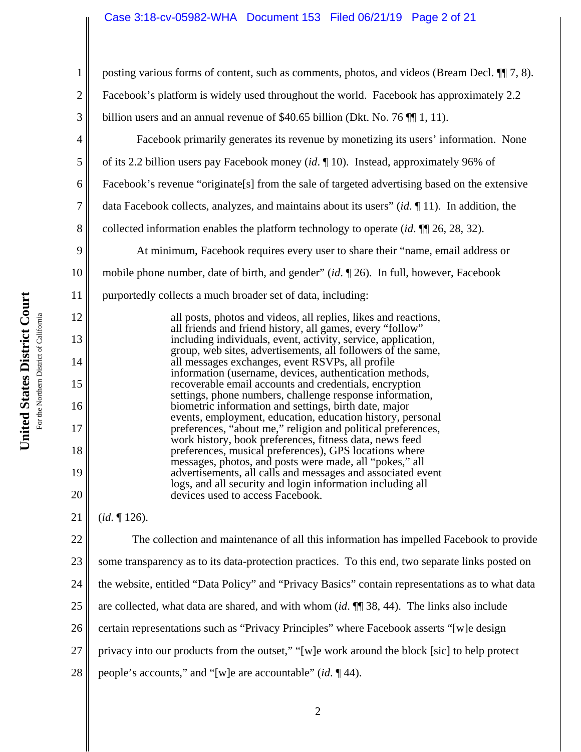posting various forms of content, such as comments, photos, and videos (Bream Decl. ¶¶ 7, 8). Facebook's platform is widely used throughout the world. Facebook has approximately 2.2 billion users and an annual revenue of $40.65 billion (Dkt. No. 76 ¶¶ 1, 11).

Facebook primarily generates its revenue by monetizing its users' information. None of its 2.2 billion users pay Facebook money (*id*. ¶ 10). Instead, approximately 96% of Facebook's revenue "originate[s] from the sale of targeted advertising based on the extensive data Facebook collects, analyzes, and maintains about its users" (*id*. ¶ 11). In addition, the collected information enables the platform technology to operate (*id*. ¶¶ 26, 28, 32).

At minimum, Facebook requires every user to share their "name, email address or mobile phone number, date of birth, and gender" (*id*. ¶ 26). In full, however, Facebook purportedly collects a much broader set of data, including:

> all posts, photos and videos, all replies, likes and reactions, all friends and friend history, all games, every "follow" including individuals, event, activity, service, application, group, web sites, advertisements, all followers of the same, all messages exchanges, event RSVPs, all profile information (username, devices, authentication methods, recoverable email accounts and credentials, encryption settings, phone numbers, challenge response information, biometric information and settings, birth date, major events, employment, education, education history, personal preferences, "about me," religion and political preferences, work history, book preferences, fitness data, news feed preferences, musical preferences), GPS locations where messages, photos, and posts were made, all "pokes," all advertisements, all calls and messages and associated event logs, and all security and login information including all devices used to access Facebook.

(*id*. ¶ 126).

The collection and maintenance of all this information has impelled Facebook to provide some transparency as to its data-protection practices. To this end, two separate links posted on the website, entitled "Data Policy" and "Privacy Basics" contain representations as to what data are collected, what data are shared, and with whom (*id*. ¶¶ 38, 44). The links also include certain representations such as "Privacy Principles" where Facebook asserts "[w]e design privacy into our products from the outset," "[w]e work around the block [sic] to help protect people's accounts," and "[w]e are accountable" (*id*. ¶ 44).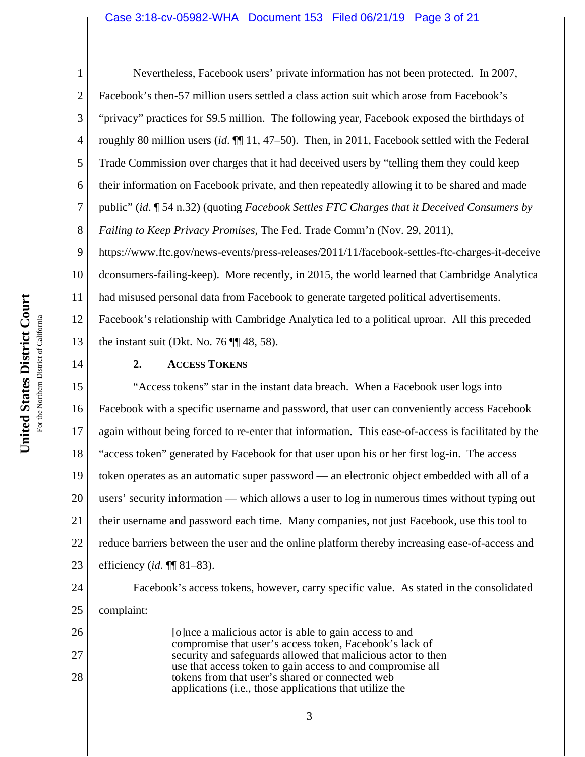Nevertheless, Facebook users' private information has not been protected. In 2007, Facebook's then-57 million users settled a class action suit which arose from Facebook's "privacy" practices for $9.5 million. The following year, Facebook exposed the birthdays of roughly 80 million users (*id.* ¶¶ 11, 47–50). Then, in 2011, Facebook settled with the Federal Trade Commission over charges that it had deceived users by "telling them they could keep their information on Facebook private, and then repeatedly allowing it to be shared and made public" (*id.* ¶ 54 n.32) (quoting *Facebook Settles FTC Charges that it Deceived Consumers by Failing to Keep Privacy Promises*, The Fed. Trade Comm'n (Nov. 29, 2011), https://www.ftc.gov/news-events/press-releases/2011/11/facebook-settles-ftc-charges-it-deceivedconsumers-failing-keep). More recently, in 2015, the world learned that Cambridge Analytica had misused personal data from Facebook to generate targeted political advertisements. Facebook's relationship with Cambridge Analytica led to a political uproar. All this preceded the instant suit (Dkt. No. 76 ¶¶ 48, 58).

### 2. Access Tokens

"Access tokens" star in the instant data breach. When a Facebook user logs into Facebook with a specific username and password, that user can conveniently access Facebook again without being forced to re-enter that information. This ease-of-access is facilitated by the "access token" generated by Facebook for that user upon his or her first log-in. The access token operates as an automatic super password — an electronic object embedded with all of a users' security information — which allows a user to log in numerous times without typing out their username and password each time. Many companies, not just Facebook, use this tool to reduce barriers between the user and the online platform thereby increasing ease-of-access and efficiency (*id.* ¶¶ 81–83).

Facebook's access tokens, however, carry specific value. As stated in the consolidated complaint:

> [o]nce a malicious actor is able to gain access to and compromise that user's access token, Facebook's lack of security and safeguards allowed that malicious actor to then use that access token to gain access to and compromise all tokens from that user's shared or connected web applications (i.e., those applications that utilize the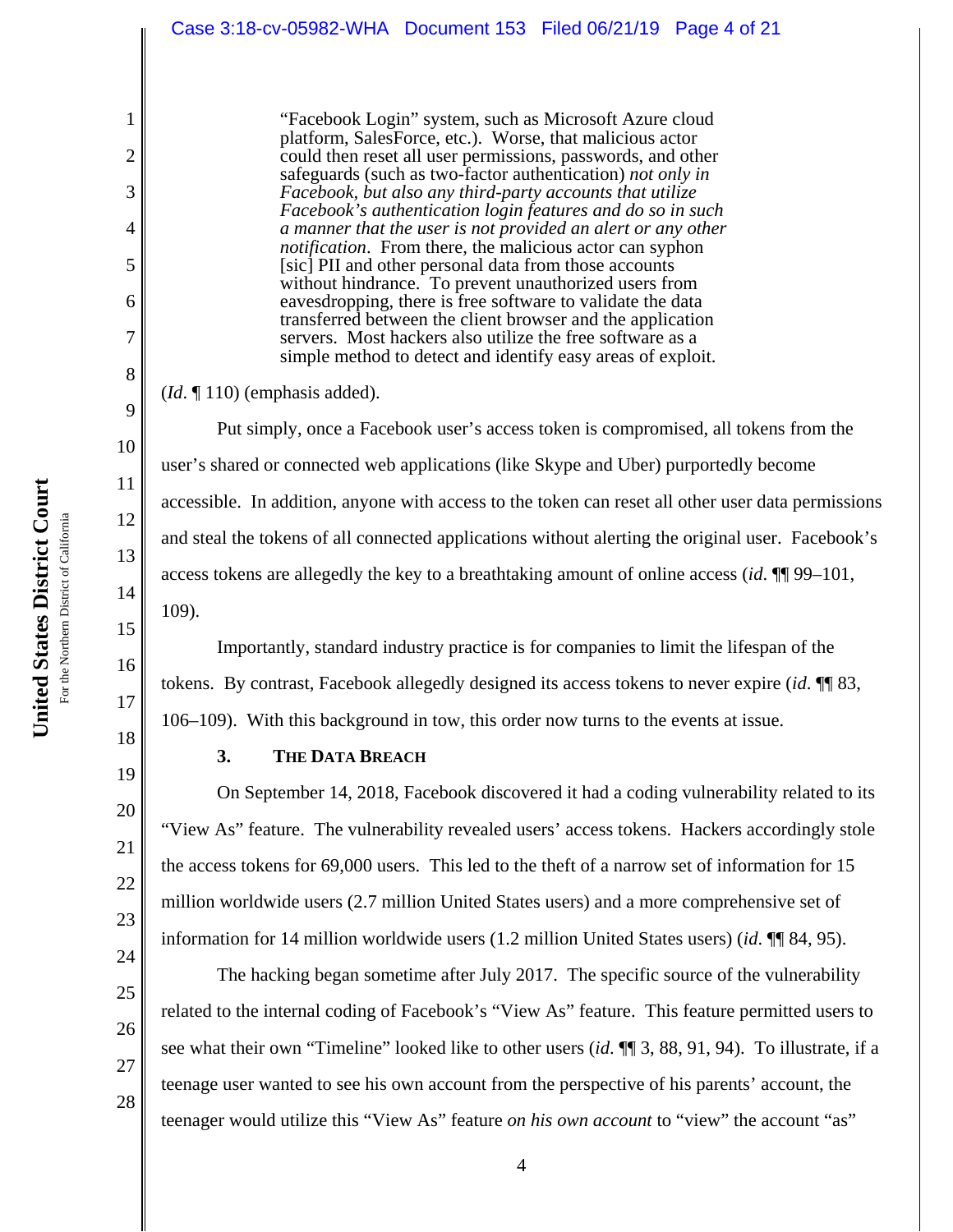> "Facebook Login" system, such as Microsoft Azure cloud platform, SalesForce, etc.). Worse, that malicious actor could then reset all user permissions, passwords, and other safeguards (such as two-factor authentication) *not only in Facebook, but also any third-party accounts that utilize Facebook's authentication login features and do so in such a manner that the user is not provided an alert or any other notification*. From there, the malicious actor can syphon [sic] PII and other personal data from those accounts without hindrance. To prevent unauthorized users from eavesdropping, there is free software to validate the data transferred between the client browser and the application servers. Most hackers also utilize the free software as a simple method to detect and identify easy areas of exploit.

(*Id*. ¶ 110) (emphasis added).

Put simply, once a Facebook user's access token is compromised, all tokens from the user's shared or connected web applications (like Skype and Uber) purportedly become accessible. In addition, anyone with access to the token can reset all other user data permissions and steal the tokens of all connected applications without alerting the original user. Facebook's access tokens are allegedly the key to a breathtaking amount of online access (*id*. ¶¶ 99–101, 109).

Importantly, standard industry practice is for companies to limit the lifespan of the tokens. By contrast, Facebook allegedly designed its access tokens to never expire (*id*. ¶¶ 83, 106–109). With this background in tow, this order now turns to the events at issue.

### 3. THE DATA BREACH

On September 14, 2018, Facebook discovered it had a coding vulnerability related to its "View As" feature. The vulnerability revealed users' access tokens. Hackers accordingly stole the access tokens for 69,000 users. This led to the theft of a narrow set of information for 15 million worldwide users (2.7 million United States users) and a more comprehensive set of information for 14 million worldwide users (1.2 million United States users) (*id*. ¶¶ 84, 95).

The hacking began sometime after July 2017. The specific source of the vulnerability related to the internal coding of Facebook's "View As" feature. This feature permitted users to see what their own "Timeline" looked like to other users (*id*. ¶¶ 3, 88, 91, 94). To illustrate, if a teenage user wanted to see his own account from the perspective of his parents' account, the teenager would utilize this "View As" feature *on his own account* to "view" the account "as"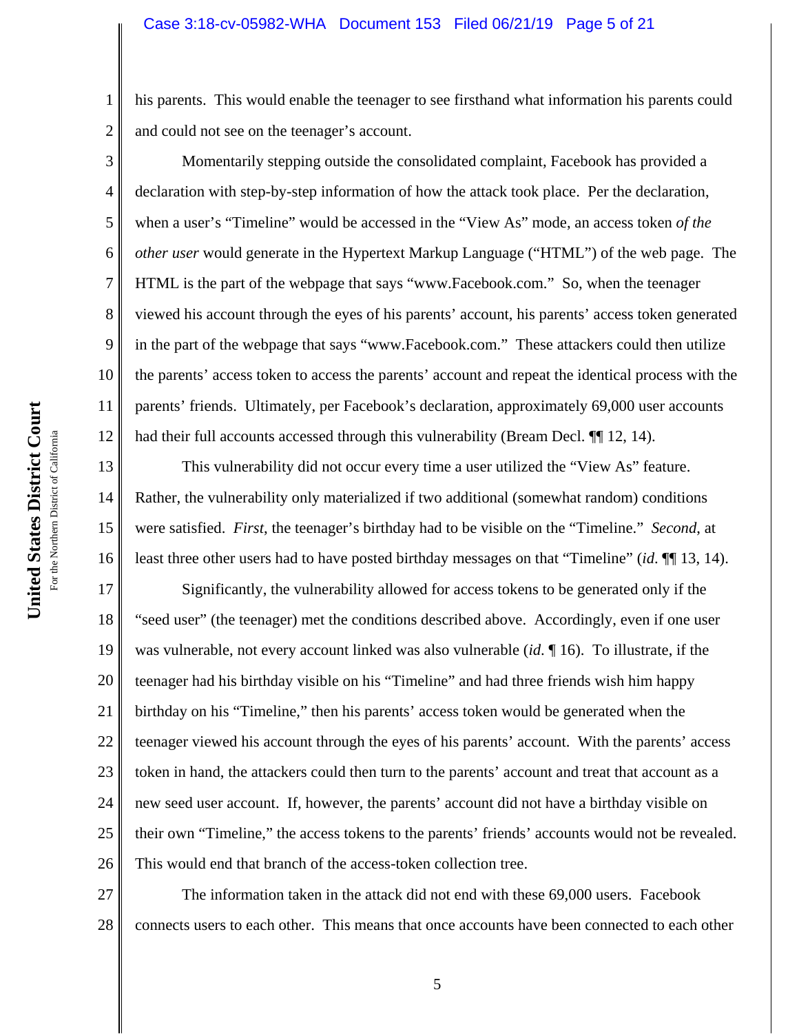his parents. This would enable the teenager to see firsthand what information his parents could and could not see on the teenager's account.

Momentarily stepping outside the consolidated complaint, Facebook has provided a declaration with step-by-step information of how the attack took place. Per the declaration, when a user's "Timeline" would be accessed in the "View As" mode, an access token *of the other user* would generate in the Hypertext Markup Language ("HTML") of the web page. The HTML is the part of the webpage that says "www.Facebook.com." So, when the teenager viewed his account through the eyes of his parents' account, his parents' access token generated in the part of the webpage that says "www.Facebook.com." These attackers could then utilize the parents' access token to access the parents' account and repeat the identical process with the parents' friends. Ultimately, per Facebook's declaration, approximately 69,000 user accounts had their full accounts accessed through this vulnerability (Bream Decl. ¶¶ 12, 14).

This vulnerability did not occur every time a user utilized the "View As" feature. Rather, the vulnerability only materialized if two additional (somewhat random) conditions were satisfied. *First*, the teenager's birthday had to be visible on the "Timeline." *Second*, at least three other users had to have posted birthday messages on that "Timeline" (*id*. ¶¶ 13, 14).

Significantly, the vulnerability allowed for access tokens to be generated only if the "seed user" (the teenager) met the conditions described above. Accordingly, even if one user was vulnerable, not every account linked was also vulnerable (*id.* ¶ 16). To illustrate, if the teenager had his birthday visible on his "Timeline" and had three friends wish him happy birthday on his "Timeline," then his parents' access token would be generated when the teenager viewed his account through the eyes of his parents' account. With the parents' access token in hand, the attackers could then turn to the parents' account and treat that account as a new seed user account. If, however, the parents' account did not have a birthday visible on their own "Timeline," the access tokens to the parents' friends' accounts would not be revealed. This would end that branch of the access-token collection tree.

The information taken in the attack did not end with these 69,000 users. Facebook connects users to each other. This means that once accounts have been connected to each other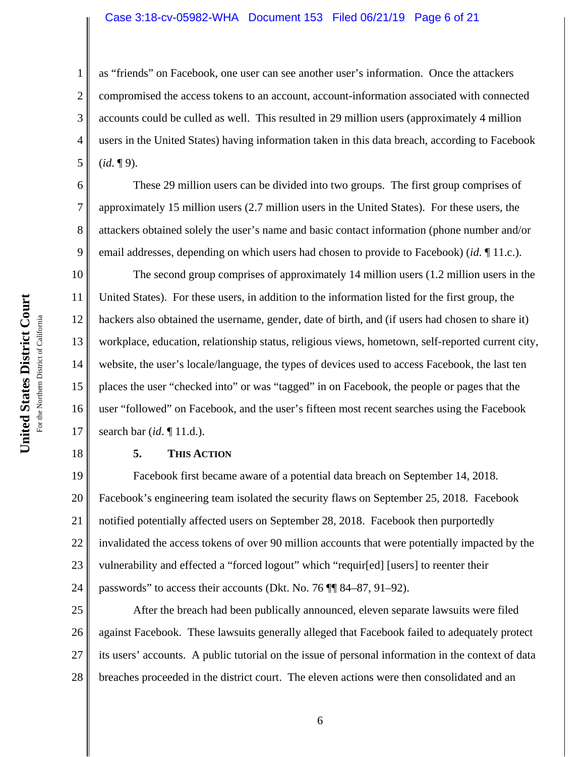as "friends" on Facebook, one user can see another user's information. Once the attackers compromised the access tokens to an account, account-information associated with connected accounts could be culled as well. This resulted in 29 million users (approximately 4 million users in the United States) having information taken in this data breach, according to Facebook (*id.* ¶ 9).

These 29 million users can be divided into two groups. The first group comprises of approximately 15 million users (2.7 million users in the United States). For these users, the attackers obtained solely the user's name and basic contact information (phone number and/or email addresses, depending on which users had chosen to provide to Facebook) (*id.* ¶ 11.c.).

The second group comprises of approximately 14 million users (1.2 million users in the United States). For these users, in addition to the information listed for the first group, the hackers also obtained the username, gender, date of birth, and (if users had chosen to share it) workplace, education, relationship status, religious views, hometown, self-reported current city, website, the user's locale/language, the types of devices used to access Facebook, the last ten places the user "checked into" or was "tagged" in on Facebook, the people or pages that the user "followed" on Facebook, and the user's fifteen most recent searches using the Facebook search bar (*id*. ¶ 11.d.).

### 5. THIS ACTION

Facebook first became aware of a potential data breach on September 14, 2018. Facebook's engineering team isolated the security flaws on September 25, 2018. Facebook notified potentially affected users on September 28, 2018. Facebook then purportedly invalidated the access tokens of over 90 million accounts that were potentially impacted by the vulnerability and effected a "forced logout" which "requir[ed] [users] to reenter their passwords" to access their accounts (Dkt. No. 76 ¶¶ 84–87, 91–92).

After the breach had been publically announced, eleven separate lawsuits were filed against Facebook. These lawsuits generally alleged that Facebook failed to adequately protect its users' accounts. A public tutorial on the issue of personal information in the context of data breaches proceeded in the district court. The eleven actions were then consolidated and an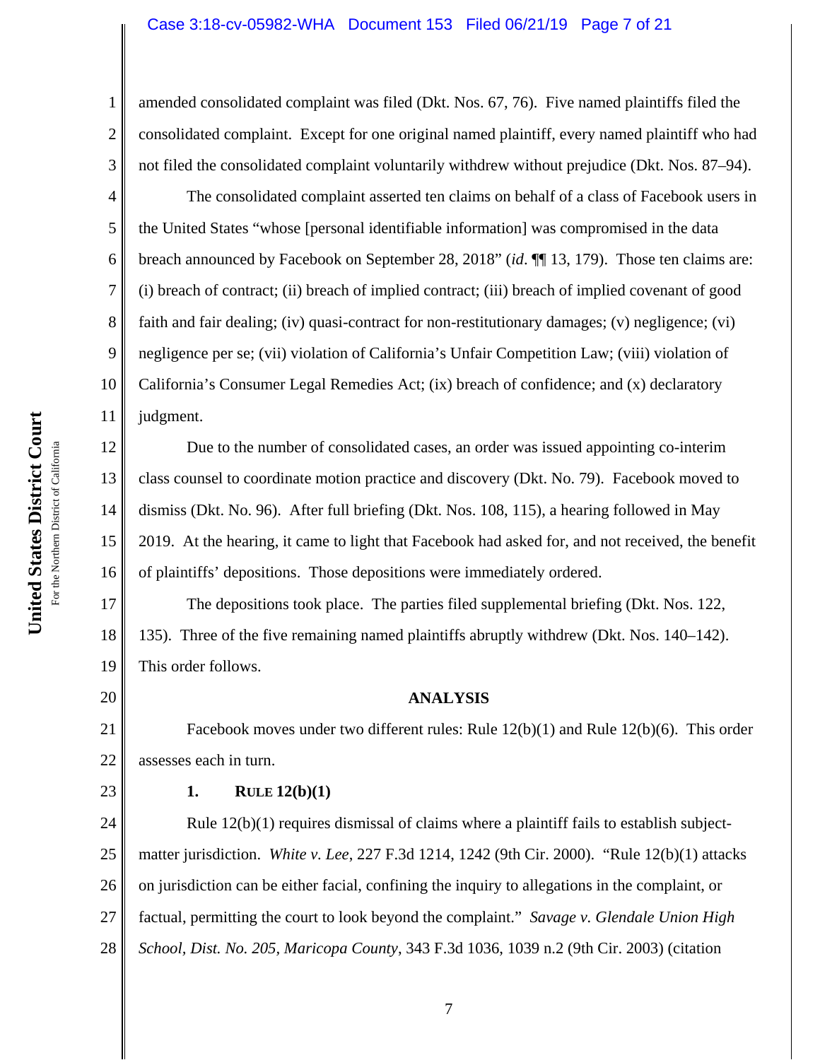amended consolidated complaint was filed (Dkt. Nos. 67, 76). Five named plaintiffs filed the consolidated complaint. Except for one original named plaintiff, every named plaintiff who had not filed the consolidated complaint voluntarily withdrew without prejudice (Dkt. Nos. 87–94).

The consolidated complaint asserted ten claims on behalf of a class of Facebook users in the United States "whose [personal identifiable information] was compromised in the data breach announced by Facebook on September 28, 2018" (*id*. ¶¶ 13, 179). Those ten claims are: (i) breach of contract; (ii) breach of implied contract; (iii) breach of implied covenant of good faith and fair dealing; (iv) quasi-contract for non-restitutionary damages; (v) negligence; (vi) negligence per se; (vii) violation of California's Unfair Competition Law; (viii) violation of California's Consumer Legal Remedies Act; (ix) breach of confidence; and (x) declaratory judgment.

Due to the number of consolidated cases, an order was issued appointing co-interim class counsel to coordinate motion practice and discovery (Dkt. No. 79). Facebook moved to dismiss (Dkt. No. 96). After full briefing (Dkt. Nos. 108, 115), a hearing followed in May 2019. At the hearing, it came to light that Facebook had asked for, and not received, the benefit of plaintiffs' depositions. Those depositions were immediately ordered.

The depositions took place. The parties filed supplemental briefing (Dkt. Nos. 122, 135). Three of the five remaining named plaintiffs abruptly withdrew (Dkt. Nos. 140–142). This order follows.

## ANALYSIS

Facebook moves under two different rules: Rule 12(b)(1) and Rule 12(b)(6). This order assesses each in turn.

### 1. RULE 12(b)(1)

Rule 12(b)(1) requires dismissal of claims where a plaintiff fails to establish subject-matter jurisdiction. *White v. Lee*, 227 F.3d 1214, 1242 (9th Cir. 2000). "Rule 12(b)(1) attacks on jurisdiction can be either facial, confining the inquiry to allegations in the complaint, or factual, permitting the court to look beyond the complaint." *Savage v. Glendale Union High School, Dist. No. 205, Maricopa County*, 343 F.3d 1036, 1039 n.2 (9th Cir. 2003) (citation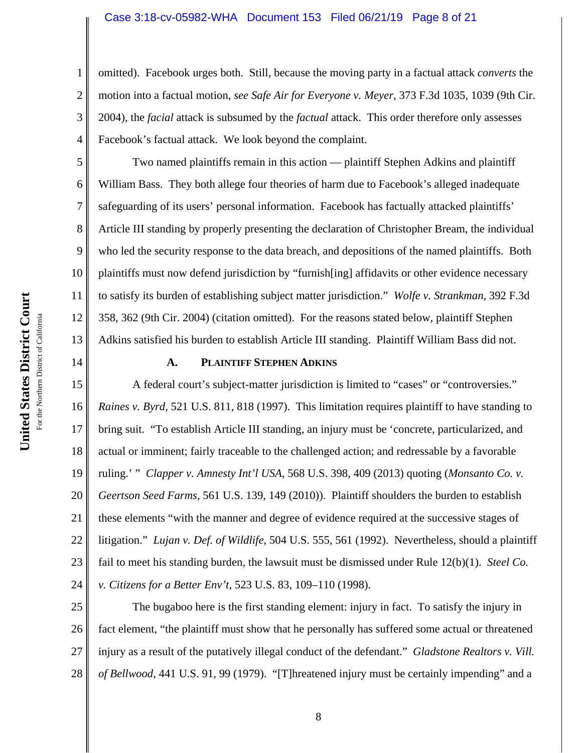omitted). Facebook urges both. Still, because the moving party in a factual attack *converts* the motion into a factual motion, *see Safe Air for Everyone v. Meyer*, 373 F.3d 1035, 1039 (9th Cir. 2004), the *facial* attack is subsumed by the *factual* attack. This order therefore only assesses Facebook's factual attack. We look beyond the complaint.

Two named plaintiffs remain in this action — plaintiff Stephen Adkins and plaintiff William Bass. They both allege four theories of harm due to Facebook's alleged inadequate safeguarding of its users' personal information. Facebook has factually attacked plaintiffs' Article III standing by properly presenting the declaration of Christopher Bream, the individual who led the security response to the data breach, and depositions of the named plaintiffs. Both plaintiffs must now defend jurisdiction by "furnish[ing] affidavits or other evidence necessary to satisfy its burden of establishing subject matter jurisdiction." *Wolfe v. Strankman*, 392 F.3d 358, 362 (9th Cir. 2004) (citation omitted). For the reasons stated below, plaintiff Stephen Adkins satisfied his burden to establish Article III standing. Plaintiff William Bass did not.

### A. PLAINTIFF STEPHEN ADKINS

A federal court's subject-matter jurisdiction is limited to "cases" or "controversies." *Raines v. Byrd*, 521 U.S. 811, 818 (1997). This limitation requires plaintiff to have standing to bring suit. "To establish Article III standing, an injury must be 'concrete, particularized, and actual or imminent; fairly traceable to the challenged action; and redressable by a favorable ruling.' " *Clapper v. Amnesty Int'l USA*, 568 U.S. 398, 409 (2013) quoting (*Monsanto Co. v. Geertson Seed Farms*, 561 U.S. 139, 149 (2010)). Plaintiff shoulders the burden to establish these elements "with the manner and degree of evidence required at the successive stages of litigation." *Lujan v. Def. of Wildlife*, 504 U.S. 555, 561 (1992). Nevertheless, should a plaintiff fail to meet his standing burden, the lawsuit must be dismissed under Rule 12(b)(1). *Steel Co. v. Citizens for a Better Env't*, 523 U.S. 83, 109–110 (1998).

The bugaboo here is the first standing element: injury in fact. To satisfy the injury in fact element, "the plaintiff must show that he personally has suffered some actual or threatened injury as a result of the putatively illegal conduct of the defendant." *Gladstone Realtors v. Vill. of Bellwood*, 441 U.S. 91, 99 (1979). "[T]hreatened injury must be certainly impending" and a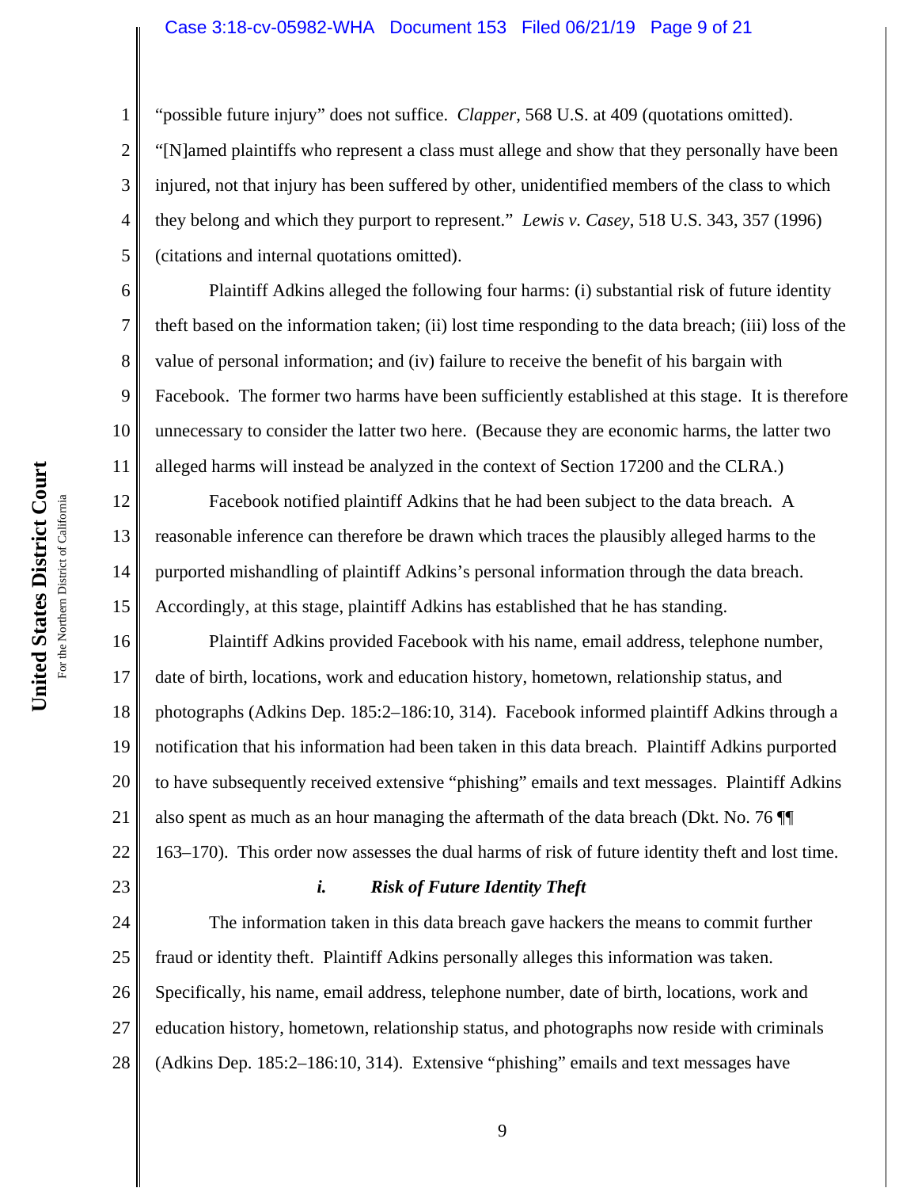"possible future injury" does not suffice. *Clapper*, 568 U.S. at 409 (quotations omitted). "[N]amed plaintiffs who represent a class must allege and show that they personally have been injured, not that injury has been suffered by other, unidentified members of the class to which they belong and which they purport to represent." *Lewis v. Casey*, 518 U.S. 343, 357 (1996) (citations and internal quotations omitted).

Plaintiff Adkins alleged the following four harms: (i) substantial risk of future identity theft based on the information taken; (ii) lost time responding to the data breach; (iii) loss of the value of personal information; and (iv) failure to receive the benefit of his bargain with Facebook. The former two harms have been sufficiently established at this stage. It is therefore unnecessary to consider the latter two here. (Because they are economic harms, the latter two alleged harms will instead be analyzed in the context of Section 17200 and the CLRA.)

Facebook notified plaintiff Adkins that he had been subject to the data breach. A reasonable inference can therefore be drawn which traces the plausibly alleged harms to the purported mishandling of plaintiff Adkins's personal information through the data breach. Accordingly, at this stage, plaintiff Adkins has established that he has standing.

Plaintiff Adkins provided Facebook with his name, email address, telephone number, date of birth, locations, work and education history, hometown, relationship status, and photographs (Adkins Dep. 185:2–186:10, 314). Facebook informed plaintiff Adkins through a notification that his information had been taken in this data breach. Plaintiff Adkins purported to have subsequently received extensive "phishing" emails and text messages. Plaintiff Adkins also spent as much as an hour managing the aftermath of the data breach (Dkt. No. 76 ¶¶ 163–170). This order now assesses the dual harms of risk of future identity theft and lost time.

***i. Risk of Future Identity Theft***

The information taken in this data breach gave hackers the means to commit further fraud or identity theft. Plaintiff Adkins personally alleges this information was taken. Specifically, his name, email address, telephone number, date of birth, locations, work and education history, hometown, relationship status, and photographs now reside with criminals (Adkins Dep. 185:2–186:10, 314). Extensive "phishing" emails and text messages have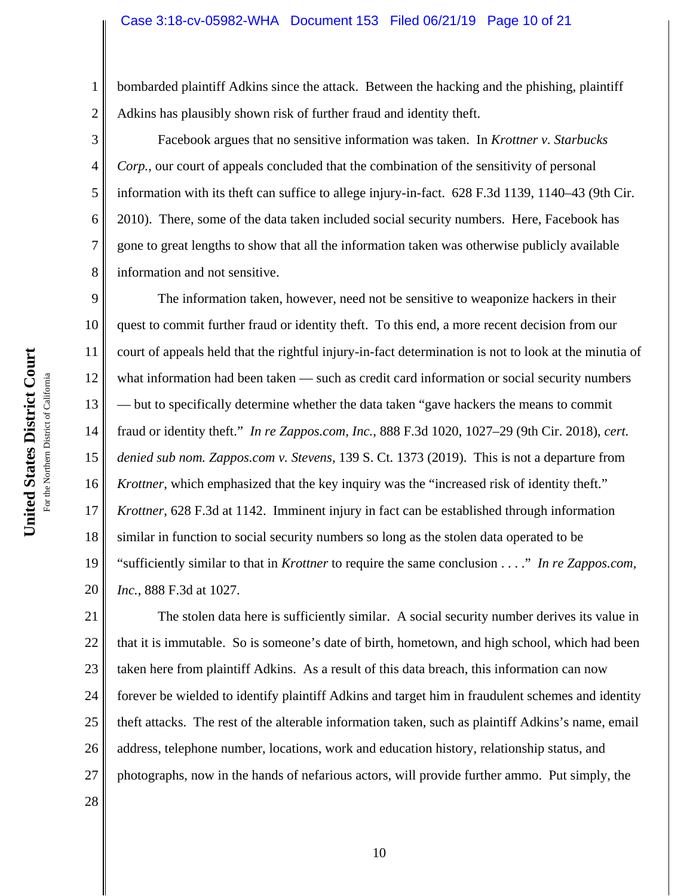bombarded plaintiff Adkins since the attack. Between the hacking and the phishing, plaintiff Adkins has plausibly shown risk of further fraud and identity theft.

Facebook argues that no sensitive information was taken. In *Krottner v. Starbucks Corp.*, our court of appeals concluded that the combination of the sensitivity of personal information with its theft can suffice to allege injury-in-fact. 628 F.3d 1139, 1140–43 (9th Cir. 2010). There, some of the data taken included social security numbers. Here, Facebook has gone to great lengths to show that all the information taken was otherwise publicly available information and not sensitive.

The information taken, however, need not be sensitive to weaponize hackers in their quest to commit further fraud or identity theft. To this end, a more recent decision from our court of appeals held that the rightful injury-in-fact determination is not to look at the minutia of what information had been taken — such as credit card information or social security numbers — but to specifically determine whether the data taken "gave hackers the means to commit fraud or identity theft." *In re Zappos.com, Inc.*, 888 F.3d 1020, 1027–29 (9th Cir. 2018), *cert. denied sub nom. Zappos.com v. Stevens*, 139 S. Ct. 1373 (2019). This is not a departure from *Krottner*, which emphasized that the key inquiry was the "increased risk of identity theft." *Krottner*, 628 F.3d at 1142. Imminent injury in fact can be established through information similar in function to social security numbers so long as the stolen data operated to be "sufficiently similar to that in *Krottner* to require the same conclusion . . . ." *In re Zappos.com, Inc.*, 888 F.3d at 1027.

The stolen data here is sufficiently similar. A social security number derives its value in that it is immutable. So is someone's date of birth, hometown, and high school, which had been taken here from plaintiff Adkins. As a result of this data breach, this information can now forever be wielded to identify plaintiff Adkins and target him in fraudulent schemes and identity theft attacks. The rest of the alterable information taken, such as plaintiff Adkins's name, email address, telephone number, locations, work and education history, relationship status, and photographs, now in the hands of nefarious actors, will provide further ammo. Put simply, the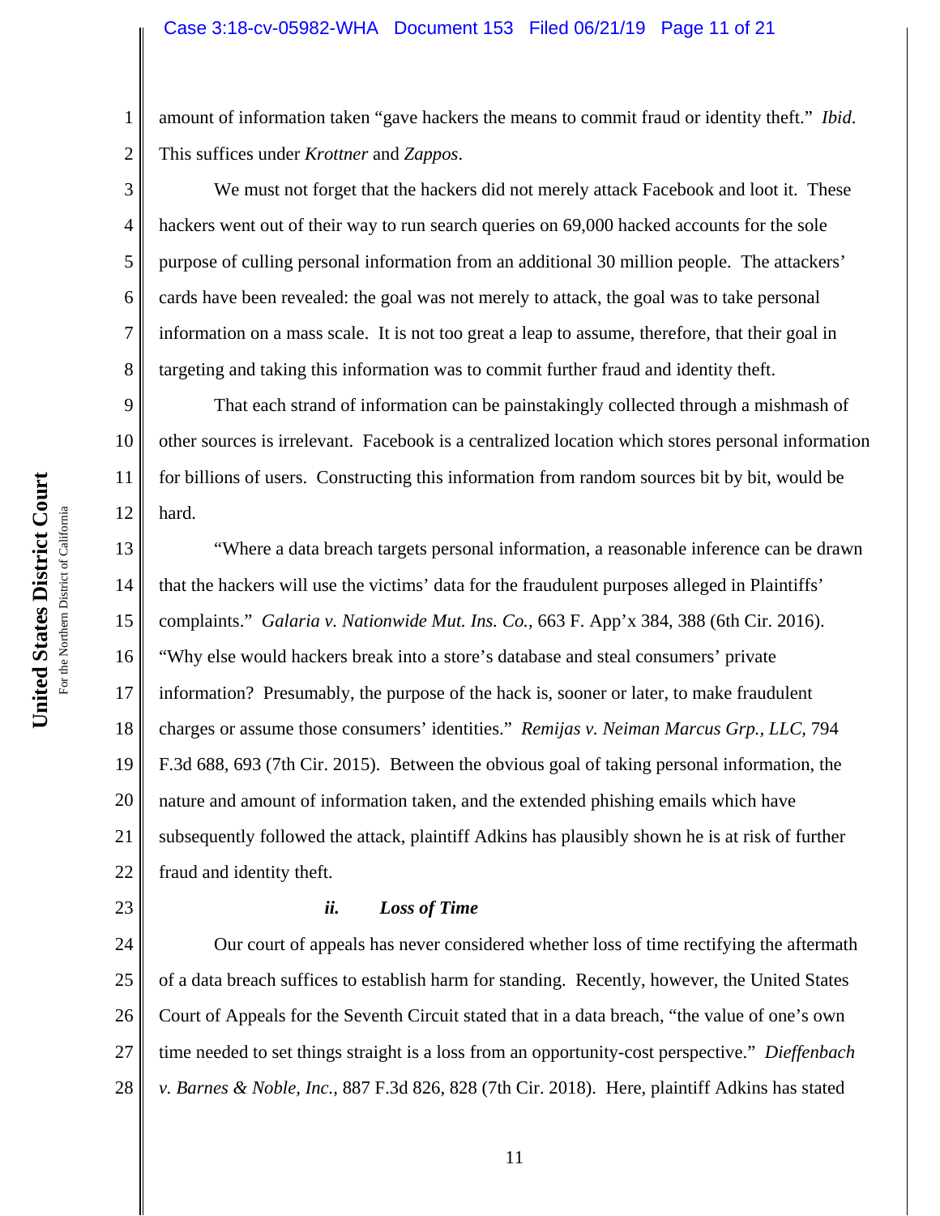amount of information taken "gave hackers the means to commit fraud or identity theft." *Ibid.* This suffices under *Krottner* and *Zappos*.

We must not forget that the hackers did not merely attack Facebook and loot it. These hackers went out of their way to run search queries on 69,000 hacked accounts for the sole purpose of culling personal information from an additional 30 million people. The attackers' cards have been revealed: the goal was not merely to attack, the goal was to take personal information on a mass scale. It is not too great a leap to assume, therefore, that their goal in targeting and taking this information was to commit further fraud and identity theft.

That each strand of information can be painstakingly collected through a mishmash of other sources is irrelevant. Facebook is a centralized location which stores personal information for billions of users. Constructing this information from random sources bit by bit, would be hard.

"Where a data breach targets personal information, a reasonable inference can be drawn that the hackers will use the victims' data for the fraudulent purposes alleged in Plaintiffs' complaints." *Galaria v. Nationwide Mut. Ins. Co.*, 663 F. App'x 384, 388 (6th Cir. 2016). "Why else would hackers break into a store's database and steal consumers' private information? Presumably, the purpose of the hack is, sooner or later, to make fraudulent charges or assume those consumers' identities." *Remijas v. Neiman Marcus Grp., LLC*, 794 F.3d 688, 693 (7th Cir. 2015). Between the obvious goal of taking personal information, the nature and amount of information taken, and the extended phishing emails which have subsequently followed the attack, plaintiff Adkins has plausibly shown he is at risk of further fraud and identity theft.

***ii. Loss of Time***

Our court of appeals has never considered whether loss of time rectifying the aftermath of a data breach suffices to establish harm for standing. Recently, however, the United States Court of Appeals for the Seventh Circuit stated that in a data breach, "the value of one's own time needed to set things straight is a loss from an opportunity-cost perspective." *Dieffenbach v. Barnes & Noble, Inc.*, 887 F.3d 826, 828 (7th Cir. 2018). Here, plaintiff Adkins has stated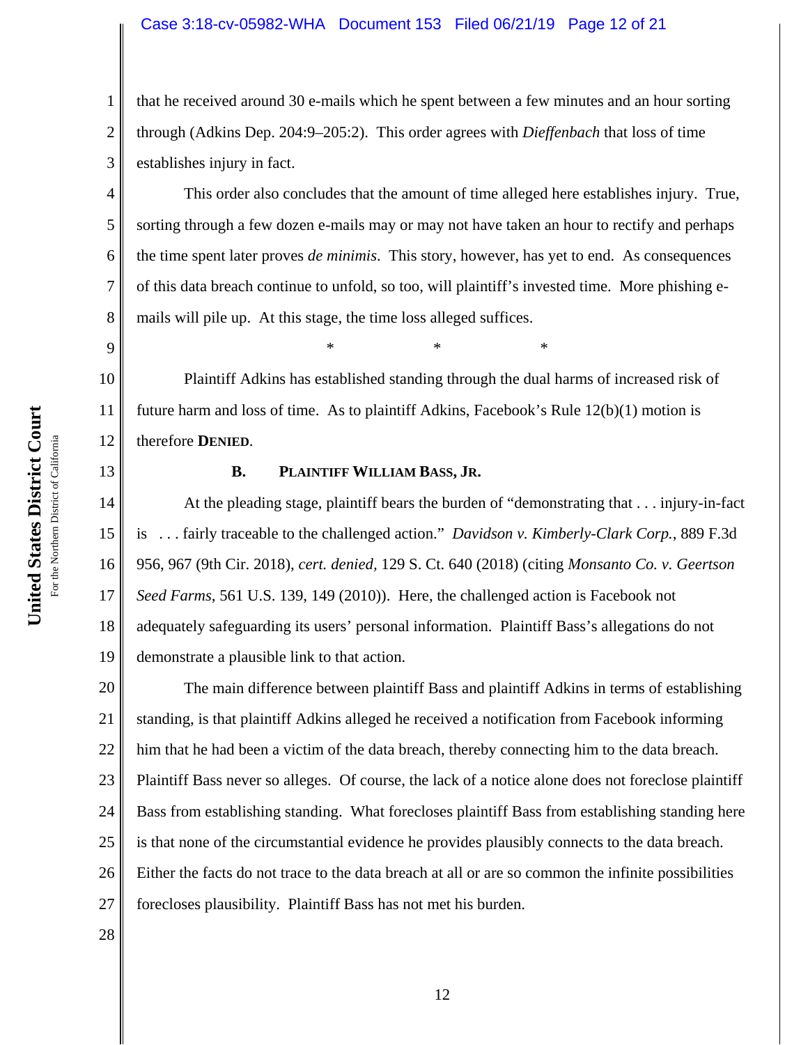that he received around 30 e-mails which he spent between a few minutes and an hour sorting through (Adkins Dep. 204:9–205:2). This order agrees with *Dieffenbach* that loss of time establishes injury in fact.

This order also concludes that the amount of time alleged here establishes injury. True, sorting through a few dozen e-mails may or may not have taken an hour to rectify and perhaps the time spent later proves *de minimis*. This story, however, has yet to end. As consequences of this data breach continue to unfold, so too, will plaintiff's invested time. More phishing e-mails will pile up. At this stage, the time loss alleged suffices.

\* \* \*

Plaintiff Adkins has established standing through the dual harms of increased risk of future harm and loss of time. As to plaintiff Adkins, Facebook's Rule 12(b)(1) motion is therefore **DENIED**.

### B. PLAINTIFF WILLIAM BASS, JR.

At the pleading stage, plaintiff bears the burden of "demonstrating that . . . injury-in-fact is . . . fairly traceable to the challenged action." *Davidson v. Kimberly-Clark Corp.*, 889 F.3d 956, 967 (9th Cir. 2018), *cert. denied*, 129 S. Ct. 640 (2018) (citing *Monsanto Co. v. Geertson Seed Farms*, 561 U.S. 139, 149 (2010)). Here, the challenged action is Facebook not adequately safeguarding its users' personal information. Plaintiff Bass's allegations do not demonstrate a plausible link to that action.

The main difference between plaintiff Bass and plaintiff Adkins in terms of establishing standing, is that plaintiff Adkins alleged he received a notification from Facebook informing him that he had been a victim of the data breach, thereby connecting him to the data breach. Plaintiff Bass never so alleges. Of course, the lack of a notice alone does not foreclose plaintiff Bass from establishing standing. What forecloses plaintiff Bass from establishing standing here is that none of the circumstantial evidence he provides plausibly connects to the data breach. Either the facts do not trace to the data breach at all or are so common the infinite possibilities forecloses plausibility. Plaintiff Bass has not met his burden.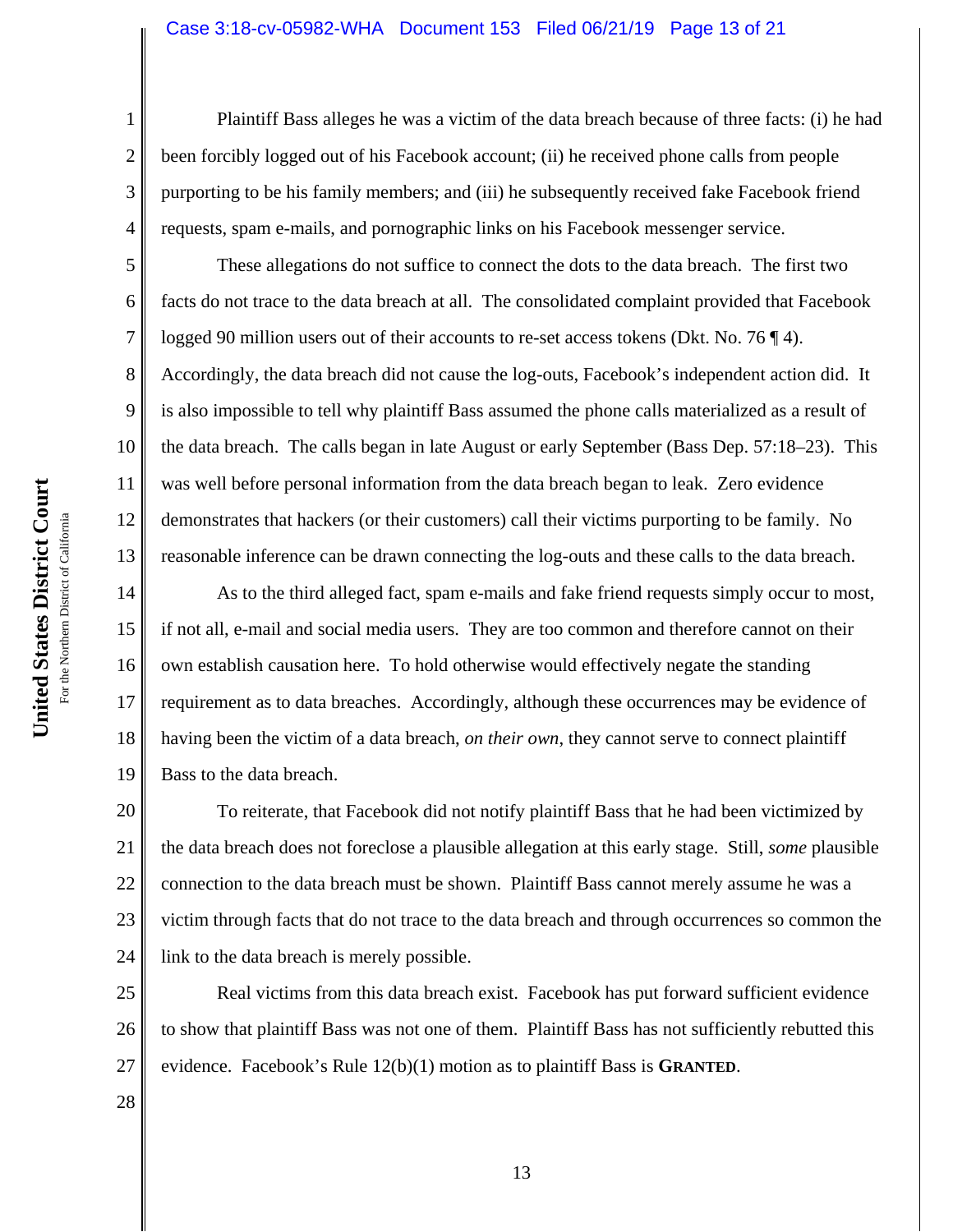Plaintiff Bass alleges he was a victim of the data breach because of three facts: (i) he had been forcibly logged out of his Facebook account; (ii) he received phone calls from people purporting to be his family members; and (iii) he subsequently received fake Facebook friend requests, spam e-mails, and pornographic links on his Facebook messenger service.

These allegations do not suffice to connect the dots to the data breach. The first two facts do not trace to the data breach at all. The consolidated complaint provided that Facebook logged 90 million users out of their accounts to re-set access tokens (Dkt. No. 76 ¶ 4). Accordingly, the data breach did not cause the log-outs, Facebook's independent action did. It is also impossible to tell why plaintiff Bass assumed the phone calls materialized as a result of the data breach. The calls began in late August or early September (Bass Dep. 57:18–23). This was well before personal information from the data breach began to leak. Zero evidence demonstrates that hackers (or their customers) call their victims purporting to be family. No reasonable inference can be drawn connecting the log-outs and these calls to the data breach.

As to the third alleged fact, spam e-mails and fake friend requests simply occur to most, if not all, e-mail and social media users. They are too common and therefore cannot on their own establish causation here. To hold otherwise would effectively negate the standing requirement as to data breaches. Accordingly, although these occurrences may be evidence of having been the victim of a data breach, *on their own*, they cannot serve to connect plaintiff Bass to the data breach.

To reiterate, that Facebook did not notify plaintiff Bass that he had been victimized by the data breach does not foreclose a plausible allegation at this early stage. Still, *some* plausible connection to the data breach must be shown. Plaintiff Bass cannot merely assume he was a victim through facts that do not trace to the data breach and through occurrences so common the link to the data breach is merely possible.

Real victims from this data breach exist. Facebook has put forward sufficient evidence to show that plaintiff Bass was not one of them. Plaintiff Bass has not sufficiently rebutted this evidence. Facebook's Rule 12(b)(1) motion as to plaintiff Bass is **GRANTED**.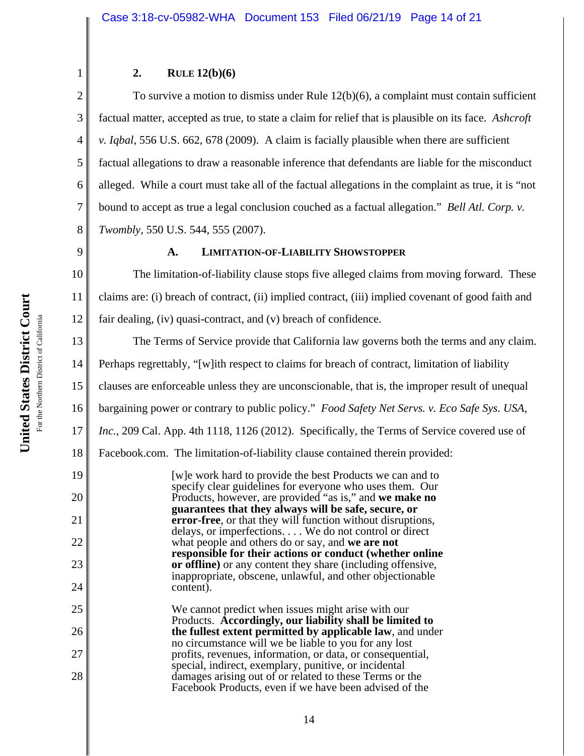### 2. RULE 12(b)(6)

To survive a motion to dismiss under Rule 12(b)(6), a complaint must contain sufficient factual matter, accepted as true, to state a claim for relief that is plausible on its face. *Ashcroft v. Iqbal*, 556 U.S. 662, 678 (2009). A claim is facially plausible when there are sufficient factual allegations to draw a reasonable inference that defendants are liable for the misconduct alleged. While a court must take all of the factual allegations in the complaint as true, it is "not bound to accept as true a legal conclusion couched as a factual allegation." *Bell Atl. Corp. v. Twombly*, 550 U.S. 544, 555 (2007).

#### A. LIMITATION-OF-LIABILITY SHOWSTOPPER

The limitation-of-liability clause stops five alleged claims from moving forward. These claims are: (i) breach of contract, (ii) implied contract, (iii) implied covenant of good faith and fair dealing, (iv) quasi-contract, and (v) breach of confidence.

The Terms of Service provide that California law governs both the terms and any claim. Perhaps regrettably, "[w]ith respect to claims for breach of contract, limitation of liability clauses are enforceable unless they are unconscionable, that is, the improper result of unequal bargaining power or contrary to public policy." *Food Safety Net Servs. v. Eco Safe Sys. USA, Inc.*, 209 Cal. App. 4th 1118, 1126 (2012). Specifically, the Terms of Service covered use of Facebook.com. The limitation-of-liability clause contained therein provided:

> [w]e work hard to provide the best Products we can and to specify clear guidelines for everyone who uses them. Our Products, however, are provided "as is," and **we make no guarantees that they always will be safe, secure, or error-free**, or that they will function without disruptions, delays, or imperfections. . . . We do not control or direct what people and others do or say, and **we are not responsible for their actions or conduct (whether online or offline)** or any content they share (including offensive, inappropriate, obscene, unlawful, and other objectionable content).
>
> We cannot predict when issues might arise with our Products. **Accordingly, our liability shall be limited to the fullest extent permitted by applicable law**, and under no circumstance will we be liable to you for any lost profits, revenues, information, or data, or consequential, special, indirect, exemplary, punitive, or incidental damages arising out of or related to these Terms or the Facebook Products, even if we have been advised of the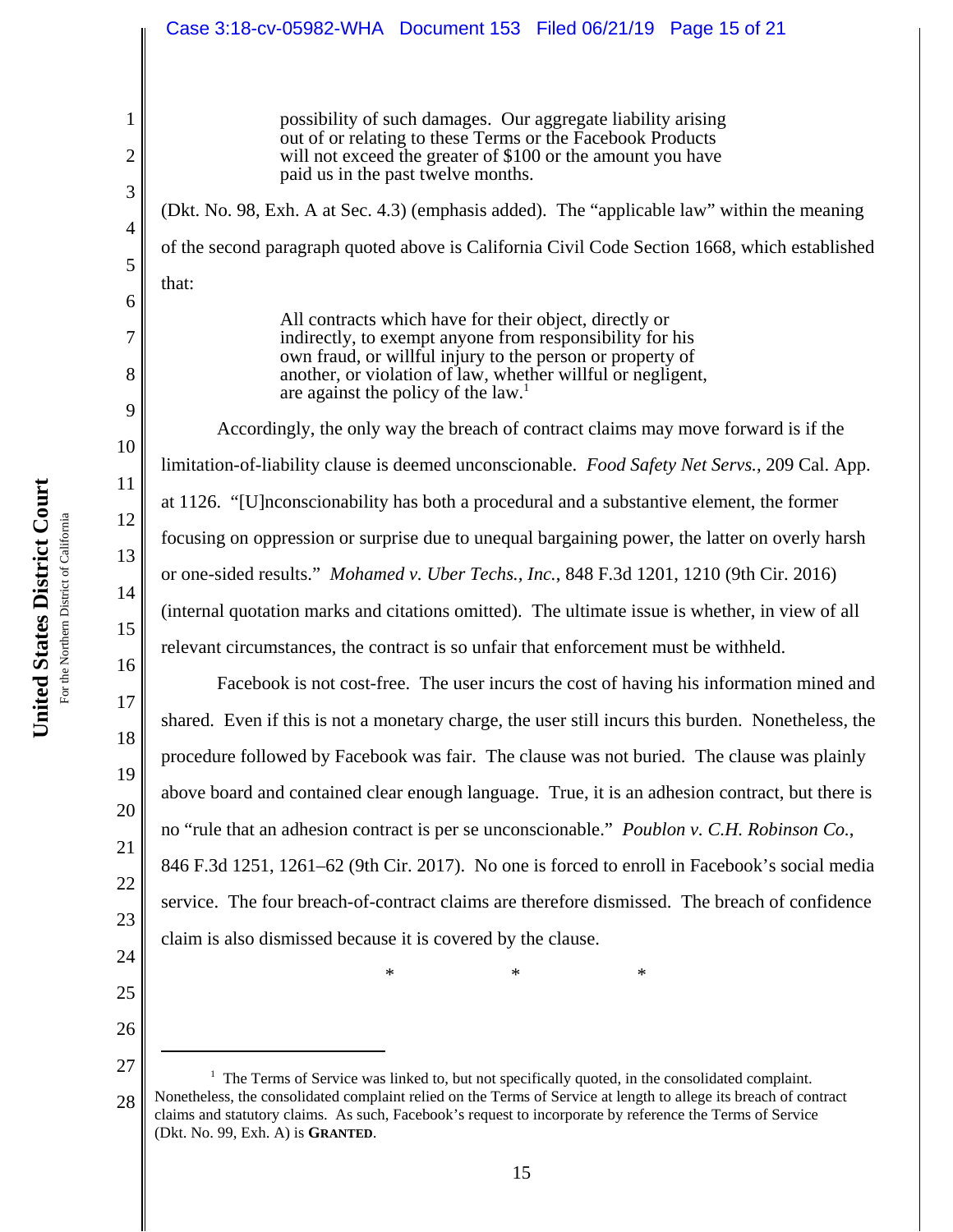> possibility of such damages. Our aggregate liability arising out of or relating to these Terms or the Facebook Products will not exceed the greater of $100 or the amount you have paid us in the past twelve months.

(Dkt. No. 98, Exh. A at Sec. 4.3) (emphasis added). The "applicable law" within the meaning of the second paragraph quoted above is California Civil Code Section 1668, which established that:

> All contracts which have for their object, directly or indirectly, to exempt anyone from responsibility for his own fraud, or willful injury to the person or property of another, or violation of law, whether willful or negligent, are against the policy of the law.[1]

Accordingly, the only way the breach of contract claims may move forward is if the limitation-of-liability clause is deemed unconscionable. *Food Safety Net Servs.*, 209 Cal. App. at 1126. "[U]nconscionability has both a procedural and a substantive element, the former focusing on oppression or surprise due to unequal bargaining power, the latter on overly harsh or one-sided results." *Mohamed v. Uber Techs., Inc.*, 848 F.3d 1201, 1210 (9th Cir. 2016) (internal quotation marks and citations omitted). The ultimate issue is whether, in view of all relevant circumstances, the contract is so unfair that enforcement must be withheld.

Facebook is not cost-free. The user incurs the cost of having his information mined and shared. Even if this is not a monetary charge, the user still incurs this burden. Nonetheless, the procedure followed by Facebook was fair. The clause was not buried. The clause was plainly above board and contained clear enough language. True, it is an adhesion contract, but there is no "rule that an adhesion contract is per se unconscionable." *Poublon v. C.H. Robinson Co.*, 846 F.3d 1251, 1261–62 (9th Cir. 2017). No one is forced to enroll in Facebook's social media service. The four breach-of-contract claims are therefore dismissed. The breach of confidence claim is also dismissed because it is covered by the clause.

\* \* \*

---

[1] The Terms of Service was linked to, but not specifically quoted, in the consolidated complaint. Nonetheless, the consolidated complaint relied on the Terms of Service at length to allege its breach of contract claims and statutory claims. As such, Facebook's request to incorporate by reference the Terms of Service (Dkt. No. 99, Exh. A) is **GRANTED**.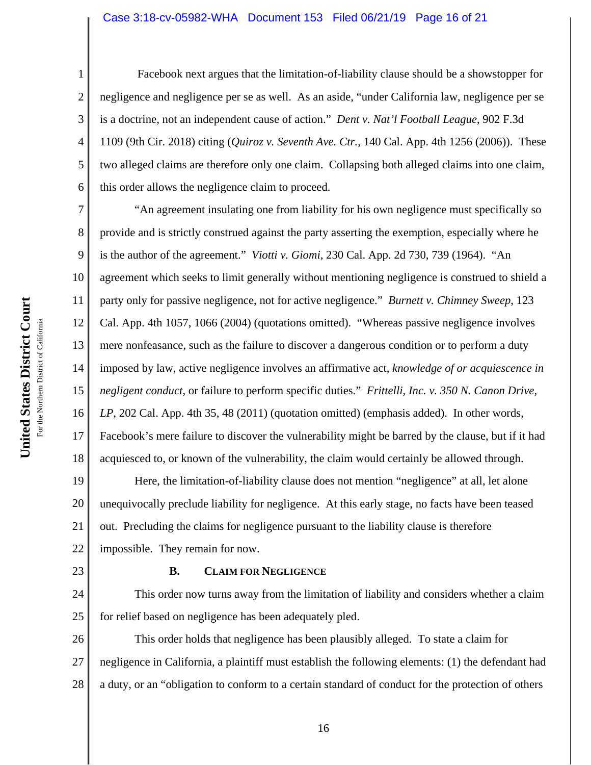Facebook next argues that the limitation-of-liability clause should be a showstopper for negligence and negligence per se as well. As an aside, "under California law, negligence per se is a doctrine, not an independent cause of action." *Dent v. Nat'l Football League*, 902 F.3d 1109 (9th Cir. 2018) citing (*Quiroz v. Seventh Ave. Ctr.*, 140 Cal. App. 4th 1256 (2006)). These two alleged claims are therefore only one claim. Collapsing both alleged claims into one claim, this order allows the negligence claim to proceed.

"An agreement insulating one from liability for his own negligence must specifically so provide and is strictly construed against the party asserting the exemption, especially where he is the author of the agreement." *Viotti v. Giomi*, 230 Cal. App. 2d 730, 739 (1964). "An agreement which seeks to limit generally without mentioning negligence is construed to shield a party only for passive negligence, not for active negligence." *Burnett v. Chimney Sweep*, 123 Cal. App. 4th 1057, 1066 (2004) (quotations omitted). "Whereas passive negligence involves mere nonfeasance, such as the failure to discover a dangerous condition or to perform a duty imposed by law, active negligence involves an affirmative act, *knowledge of or acquiescence in negligent conduct*, or failure to perform specific duties." *Frittelli, Inc. v. 350 N. Canon Drive, LP*, 202 Cal. App. 4th 35, 48 (2011) (quotation omitted) (emphasis added). In other words, Facebook's mere failure to discover the vulnerability might be barred by the clause, but if it had acquiesced to, or known of the vulnerability, the claim would certainly be allowed through.

Here, the limitation-of-liability clause does not mention "negligence" at all, let alone unequivocally preclude liability for negligence. At this early stage, no facts have been teased out. Precluding the claims for negligence pursuant to the liability clause is therefore impossible. They remain for now.

### B. CLAIM FOR NEGLIGENCE

This order now turns away from the limitation of liability and considers whether a claim for relief based on negligence has been adequately pled.

This order holds that negligence has been plausibly alleged. To state a claim for negligence in California, a plaintiff must establish the following elements: (1) the defendant had a duty, or an "obligation to conform to a certain standard of conduct for the protection of others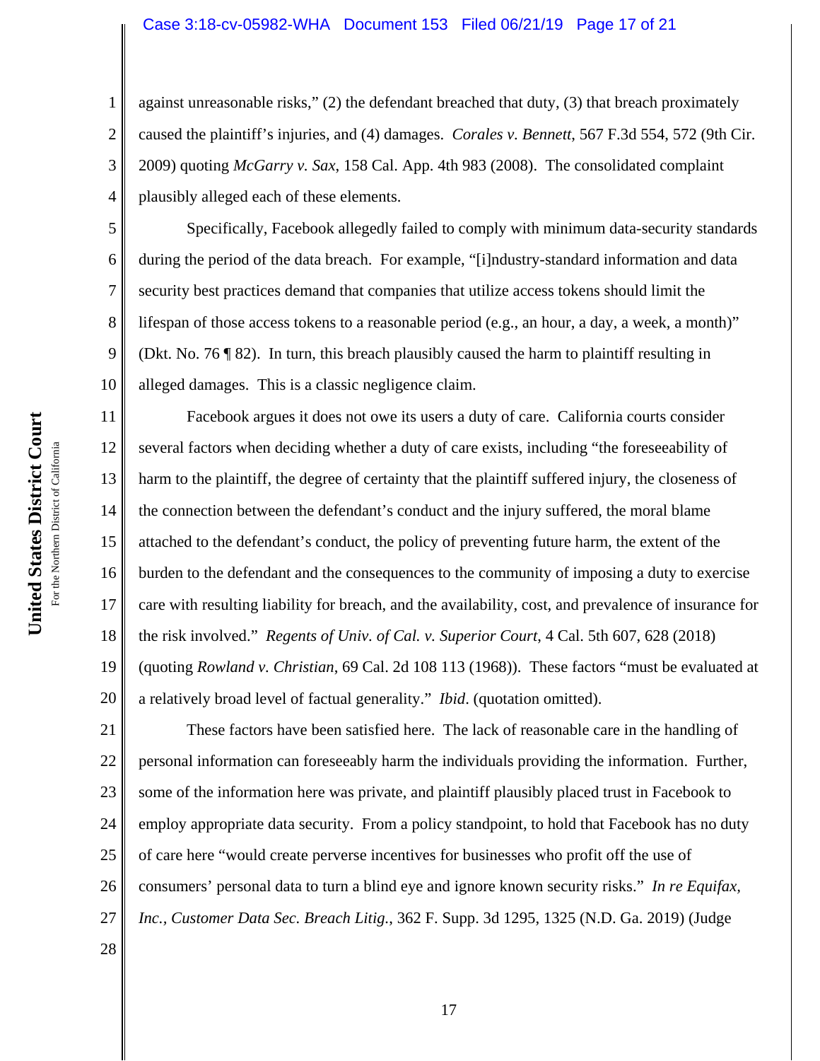against unreasonable risks," (2) the defendant breached that duty, (3) that breach proximately caused the plaintiff's injuries, and (4) damages. *Corales v. Bennett*, 567 F.3d 554, 572 (9th Cir. 2009) quoting *McGarry v. Sax*, 158 Cal. App. 4th 983 (2008). The consolidated complaint plausibly alleged each of these elements.

Specifically, Facebook allegedly failed to comply with minimum data-security standards during the period of the data breach. For example, "[i]ndustry-standard information and data security best practices demand that companies that utilize access tokens should limit the lifespan of those access tokens to a reasonable period (e.g., an hour, a day, a week, a month)" (Dkt. No. 76 ¶ 82). In turn, this breach plausibly caused the harm to plaintiff resulting in alleged damages. This is a classic negligence claim.

Facebook argues it does not owe its users a duty of care. California courts consider several factors when deciding whether a duty of care exists, including "the foreseeability of harm to the plaintiff, the degree of certainty that the plaintiff suffered injury, the closeness of the connection between the defendant's conduct and the injury suffered, the moral blame attached to the defendant's conduct, the policy of preventing future harm, the extent of the burden to the defendant and the consequences to the community of imposing a duty to exercise care with resulting liability for breach, and the availability, cost, and prevalence of insurance for the risk involved." *Regents of Univ. of Cal. v. Superior Court*, 4 Cal. 5th 607, 628 (2018) (quoting *Rowland v. Christian*, 69 Cal. 2d 108 113 (1968)). These factors "must be evaluated at a relatively broad level of factual generality." *Ibid*. (quotation omitted).

These factors have been satisfied here. The lack of reasonable care in the handling of personal information can foreseeably harm the individuals providing the information. Further, some of the information here was private, and plaintiff plausibly placed trust in Facebook to employ appropriate data security. From a policy standpoint, to hold that Facebook has no duty of care here "would create perverse incentives for businesses who profit off the use of consumers' personal data to turn a blind eye and ignore known security risks." *In re Equifax, Inc., Customer Data Sec. Breach Litig.*, 362 F. Supp. 3d 1295, 1325 (N.D. Ga. 2019) (Judge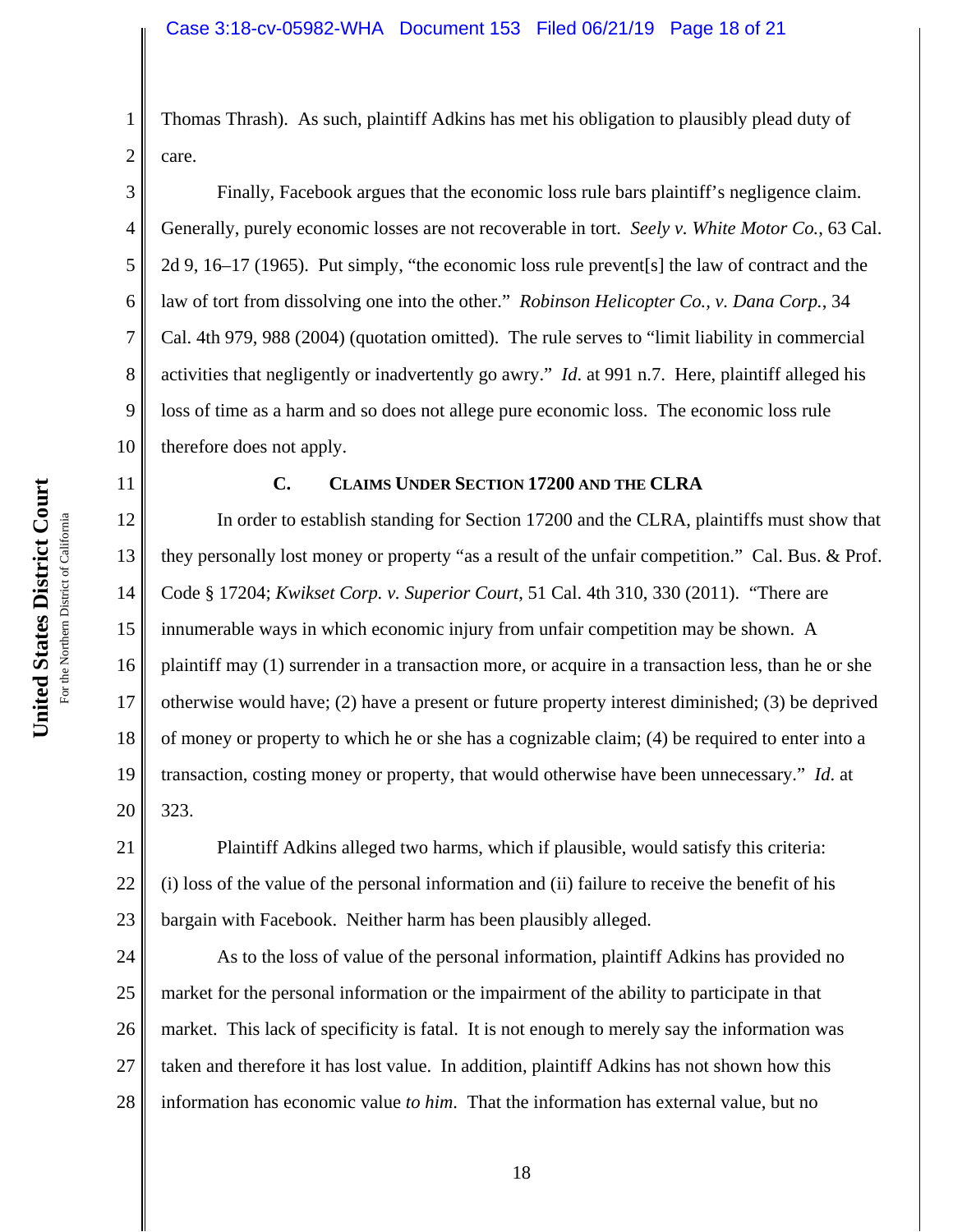Thomas Thrash). As such, plaintiff Adkins has met his obligation to plausibly plead duty of care.

Finally, Facebook argues that the economic loss rule bars plaintiff's negligence claim. Generally, purely economic losses are not recoverable in tort. *Seely v. White Motor Co.*, 63 Cal. 2d 9, 16–17 (1965). Put simply, "the economic loss rule prevent[s] the law of contract and the law of tort from dissolving one into the other." *Robinson Helicopter Co., v. Dana Corp.*, 34 Cal. 4th 979, 988 (2004) (quotation omitted). The rule serves to "limit liability in commercial activities that negligently or inadvertently go awry." *Id.* at 991 n.7. Here, plaintiff alleged his loss of time as a harm and so does not allege pure economic loss. The economic loss rule therefore does not apply.

### C. CLAIMS UNDER SECTION 17200 AND THE CLRA

In order to establish standing for Section 17200 and the CLRA, plaintiffs must show that they personally lost money or property "as a result of the unfair competition." Cal. Bus. & Prof. Code § 17204; *Kwikset Corp. v. Superior Court*, 51 Cal. 4th 310, 330 (2011). "There are innumerable ways in which economic injury from unfair competition may be shown. A plaintiff may (1) surrender in a transaction more, or acquire in a transaction less, than he or she otherwise would have; (2) have a present or future property interest diminished; (3) be deprived of money or property to which he or she has a cognizable claim; (4) be required to enter into a transaction, costing money or property, that would otherwise have been unnecessary." *Id.* at 323.

Plaintiff Adkins alleged two harms, which if plausible, would satisfy this criteria: (i) loss of the value of the personal information and (ii) failure to receive the benefit of his bargain with Facebook. Neither harm has been plausibly alleged.

As to the loss of value of the personal information, plaintiff Adkins has provided no market for the personal information or the impairment of the ability to participate in that market. This lack of specificity is fatal. It is not enough to merely say the information was taken and therefore it has lost value. In addition, plaintiff Adkins has not shown how this information has economic value *to him*. That the information has external value, but no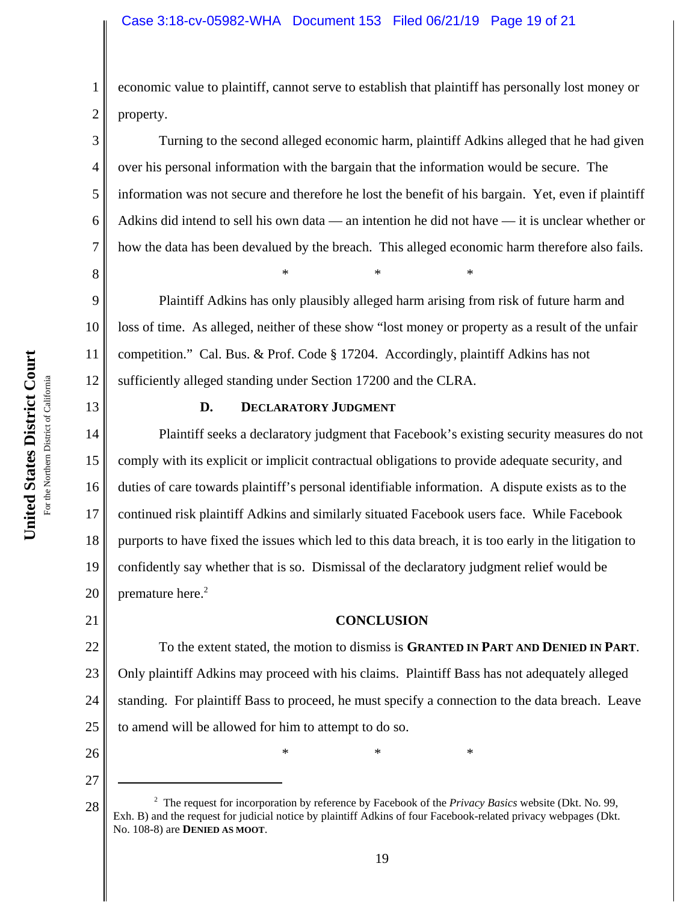economic value to plaintiff, cannot serve to establish that plaintiff has personally lost money or property.

Turning to the second alleged economic harm, plaintiff Adkins alleged that he had given over his personal information with the bargain that the information would be secure. The information was not secure and therefore he lost the benefit of his bargain. Yet, even if plaintiff Adkins did intend to sell his own data — an intention he did not have — it is unclear whether or how the data has been devalued by the breach. This alleged economic harm therefore also fails.

\* \* \*

Plaintiff Adkins has only plausibly alleged harm arising from risk of future harm and loss of time. As alleged, neither of these show "lost money or property as a result of the unfair competition." Cal. Bus. & Prof. Code § 17204. Accordingly, plaintiff Adkins has not sufficiently alleged standing under Section 17200 and the CLRA.

### D. DECLARATORY JUDGMENT

Plaintiff seeks a declaratory judgment that Facebook's existing security measures do not comply with its explicit or implicit contractual obligations to provide adequate security, and duties of care towards plaintiff's personal identifiable information. A dispute exists as to the continued risk plaintiff Adkins and similarly situated Facebook users face. While Facebook purports to have fixed the issues which led to this data breach, it is too early in the litigation to confidently say whether that is so. Dismissal of the declaratory judgment relief would be premature here.[2]

## CONCLUSION

To the extent stated, the motion to dismiss is **GRANTED IN PART AND DENIED IN PART**. Only plaintiff Adkins may proceed with his claims. Plaintiff Bass has not adequately alleged standing. For plaintiff Bass to proceed, he must specify a connection to the data breach. Leave to amend will be allowed for him to attempt to do so.

\* \* \*

---

[2] The request for incorporation by reference by Facebook of the *Privacy Basics* website (Dkt. No. 99, Exh. B) and the request for judicial notice by plaintiff Adkins of four Facebook-related privacy webpages (Dkt. No. 108-8) are **DENIED AS MOOT**.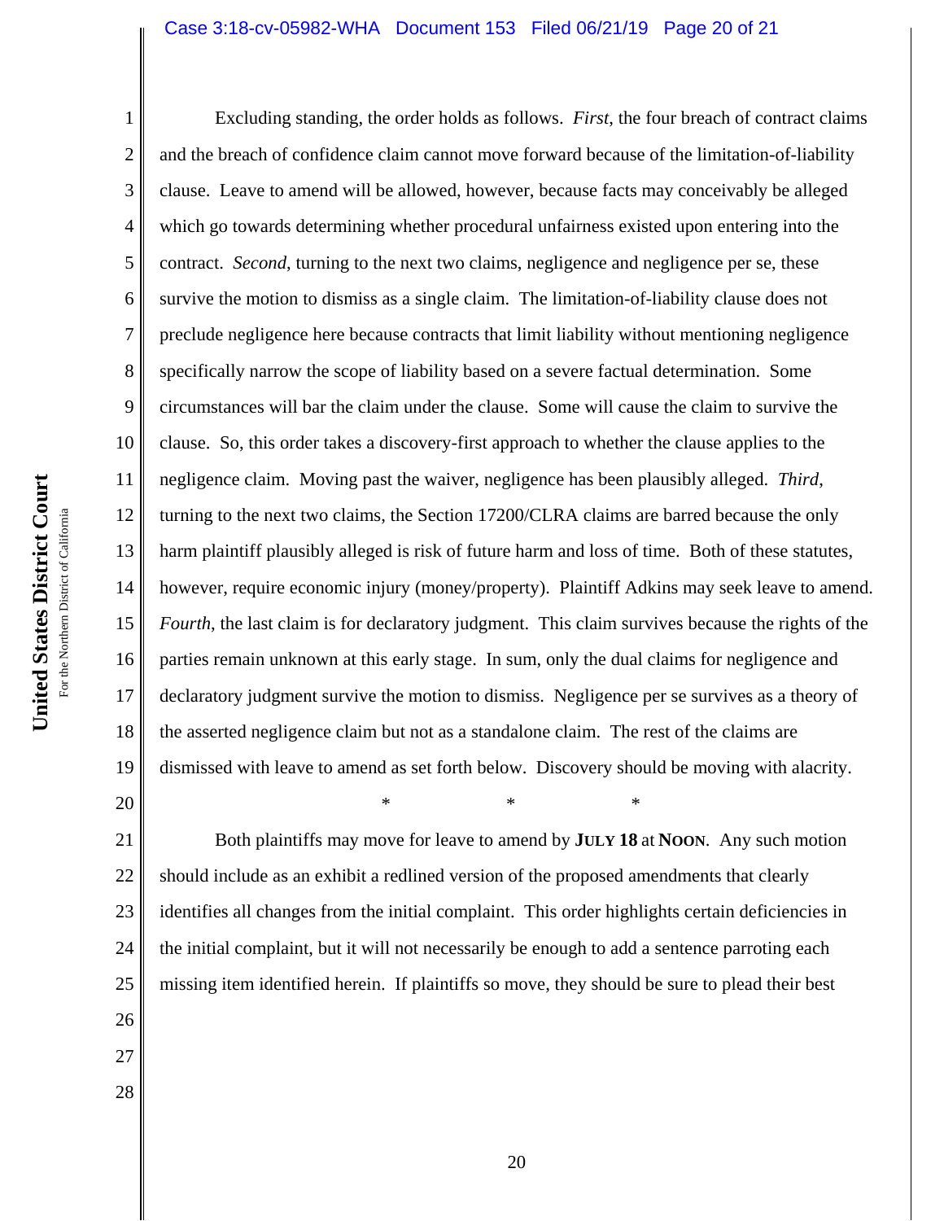Excluding standing, the order holds as follows. *First*, the four breach of contract claims and the breach of confidence claim cannot move forward because of the limitation-of-liability clause. Leave to amend will be allowed, however, because facts may conceivably be alleged which go towards determining whether procedural unfairness existed upon entering into the contract. *Second*, turning to the next two claims, negligence and negligence per se, these survive the motion to dismiss as a single claim. The limitation-of-liability clause does not preclude negligence here because contracts that limit liability without mentioning negligence specifically narrow the scope of liability based on a severe factual determination. Some circumstances will bar the claim under the clause. Some will cause the claim to survive the clause. So, this order takes a discovery-first approach to whether the clause applies to the negligence claim. Moving past the waiver, negligence has been plausibly alleged. *Third*, turning to the next two claims, the Section 17200/CLRA claims are barred because the only harm plaintiff plausibly alleged is risk of future harm and loss of time. Both of these statutes, however, require economic injury (money/property). Plaintiff Adkins may seek leave to amend. *Fourth*, the last claim is for declaratory judgment. This claim survives because the rights of the parties remain unknown at this early stage. In sum, only the dual claims for negligence and declaratory judgment survive the motion to dismiss. Negligence per se survives as a theory of the asserted negligence claim but not as a standalone claim. The rest of the claims are dismissed with leave to amend as set forth below. Discovery should be moving with alacrity.

\* \* \*

Both plaintiffs may move for leave to amend by **JULY 18** at **NOON**. Any such motion should include as an exhibit a redlined version of the proposed amendments that clearly identifies all changes from the initial complaint. This order highlights certain deficiencies in the initial complaint, but it will not necessarily be enough to add a sentence parroting each missing item identified herein. If plaintiffs so move, they should be sure to plead their best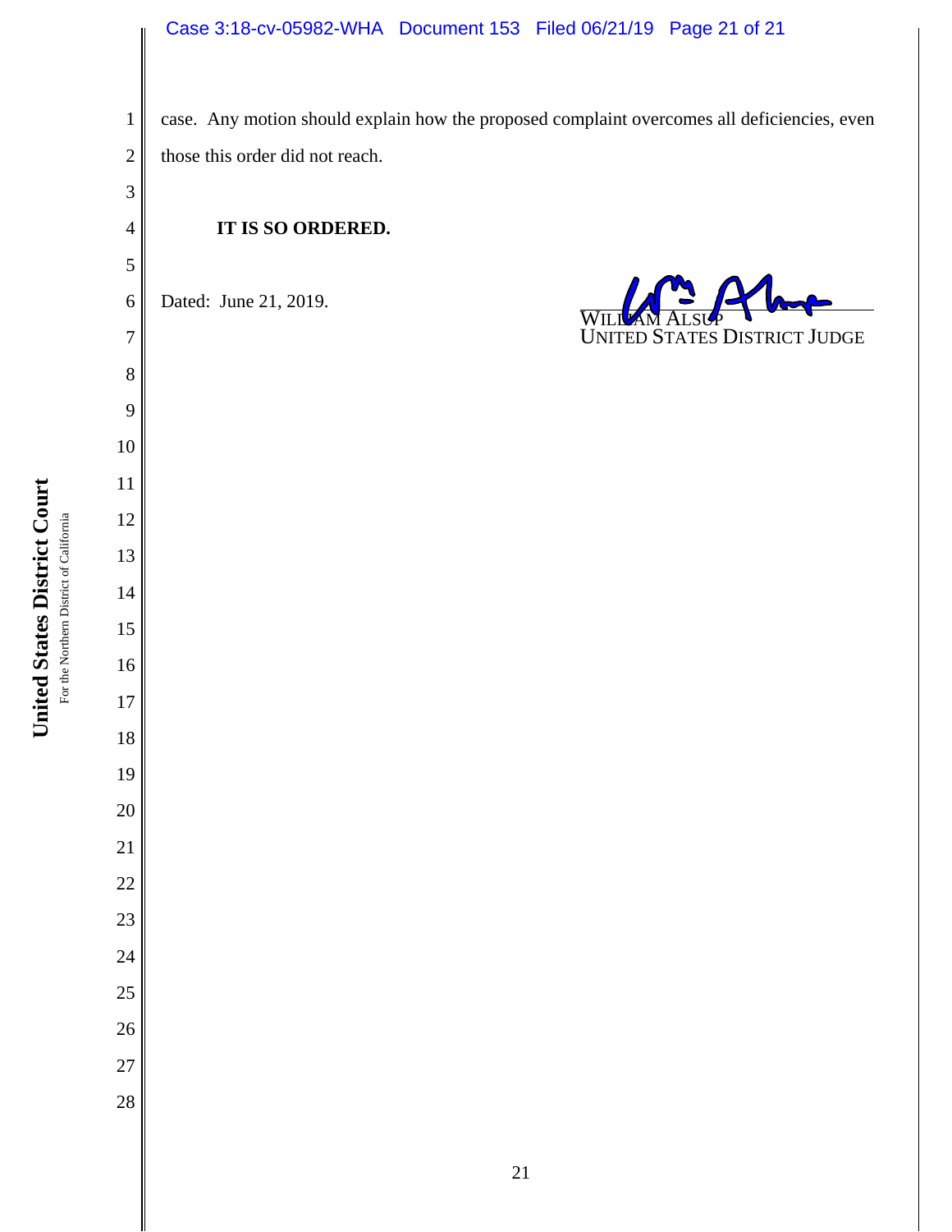case. Any motion should explain how the proposed complaint overcomes all deficiencies, even those this order did not reach.

**IT IS SO ORDERED.**

Dated: June 21, 2019.

WILLIAM ALSUP
UNITED STATES DISTRICT JUDGE